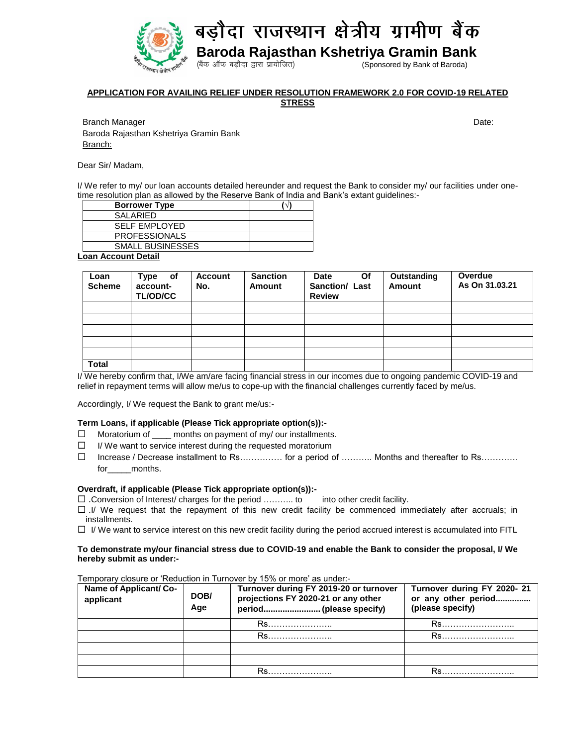# बड़ौदा राजस्थान क्षेत्रीय ग्रामीण बैंक

# Baroda Rajasthan Kshetriya Gramin Bank

(बैंक ऑफ बड़ौदा द्वारा प्रायोजित) (Sponsored by Bank of Baroda)

**APPLICATION FOR AVAILING RELIEF UNDER RESOLUTION FRAMEWORK 2.0 FOR COVID-19 RELATED STRESS**

Branch Manager
Baroda Rajasthan Kshetriya Gramin Bank
Branch:

Date:

Dear Sir/ Madam,

I/ We refer to my/ our loan accounts detailed hereunder and request the Bank to consider my/ our facilities under one-time resolution plan as allowed by the Reserve Bank of India and Bank's extant guidelines:-

| Borrower Type | (√) |
|---|---|
| SALARIED | |
| SELF EMPLOYED | |
| PROFESSIONALS | |
| SMALL BUSINESSES | |

**Loan Account Detail**

| Loan Scheme | Type of account- TL/OD/CC | Account No. | Sanction Amount | Date Of Sanction/ Last Review | Outstanding Amount | Overdue As On 31.03.21 |
|---|---|---|---|---|---|---|
| | | | | | | |
| | | | | | | |
| | | | | | | |
| | | | | | | |
| | | | | | | |
| **Total** | | | | | | |

I/ We hereby confirm that, I/We am/are facing financial stress in our incomes due to ongoing pandemic COVID-19 and relief in repayment terms will allow me/us to cope-up with the financial challenges currently faced by me/us.

Accordingly, I/ We request the Bank to grant me/us:-

**Term Loans, if applicable (Please Tick appropriate option(s)):-**

- ☐ Moratorium of ____ months on payment of my/ our installments.
- ☐ I/ We want to service interest during the requested moratorium
- ☐ Increase / Decrease installment to Rs…………… for a period of ……….. Months and thereafter to Rs…………. for_____months.

**Overdraft, if applicable (Please Tick appropriate option(s)):-**

- ☐ .Conversion of Interest/ charges for the period ……….. to into other credit facility.
- ☐ .I/ We request that the repayment of this new credit facility be commenced immediately after accruals; in installments.
- ☐ I/ We want to service interest on this new credit facility during the period accrued interest is accumulated into FITL

**To demonstrate my/our financial stress due to COVID-19 and enable the Bank to consider the proposal, I/ We hereby submit as under:-**

Temporary closure or 'Reduction in Turnover by 15% or more' as under:-

| Name of Applicant/ Co-applicant | DOB/ Age | Turnover during FY 2019-20 or turnover projections FY 2020-21 or any other period…………………… (please specify) | Turnover during FY 2020- 21 or any other period………….. (please specify) |
|---|---|---|---|
| | | Rs………………….. | Rs…………………….. |
| | | Rs………………….. | Rs…………………….. |
| | | | |
| | | | |
| | | Rs………………….. | Rs…………………….. |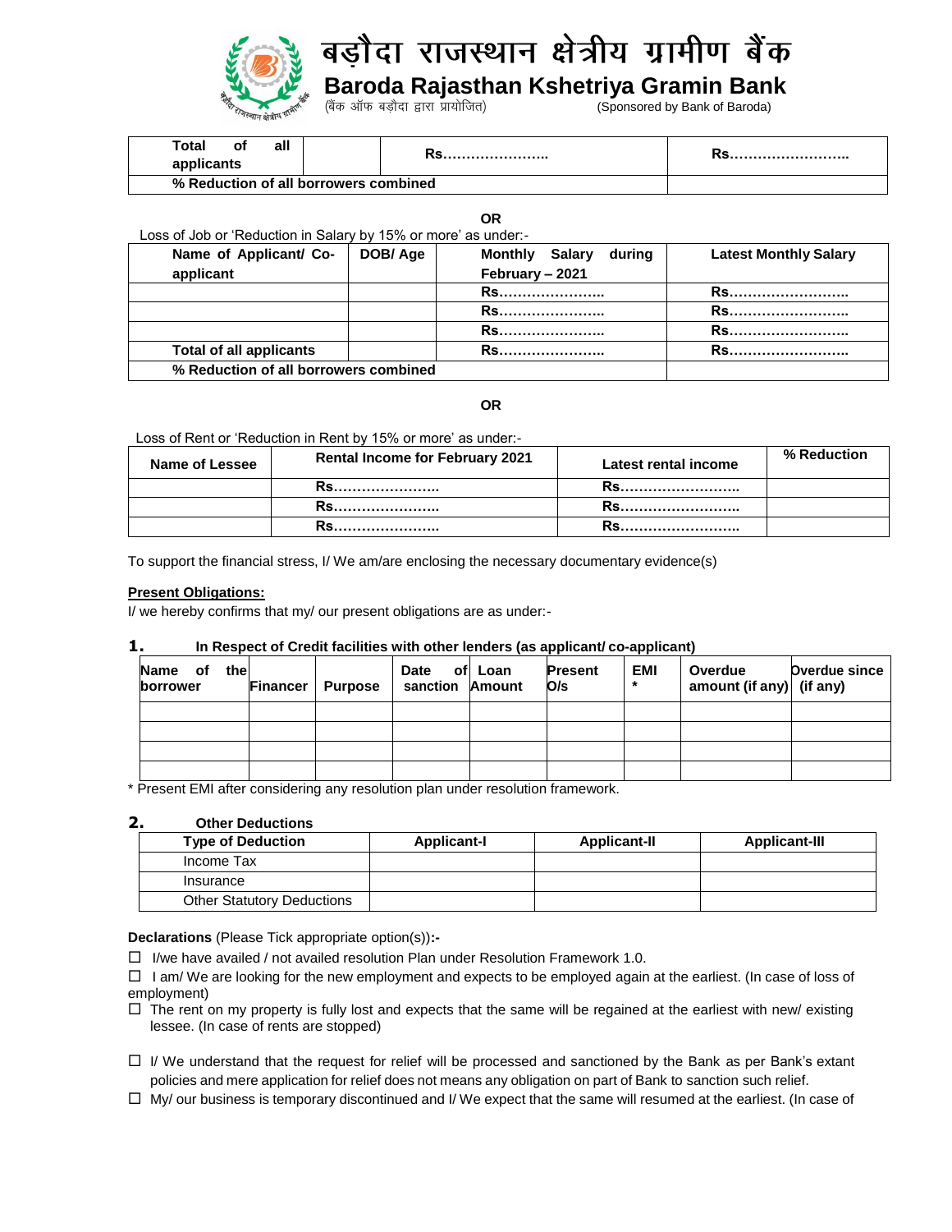# बड़ौदा राजस्थान क्षेत्रीय ग्रामीण बैंक

## Baroda Rajasthan Kshetriya Gramin Bank

(बैंक ऑफ बड़ौदा द्वारा प्रायोजित) (Sponsored by Bank of Baroda)

| | | | |
|---|---|---|---|
| **Total of all applicants** | | **Rs…………………..** | **Rs……………………..** |
| **% Reduction of all borrowers combined** | | | |

**OR**

Loss of Job or 'Reduction in Salary by 15% or more' as under:-

| **Name of Applicant/ Co-applicant** | **DOB/ Age** | **Monthly Salary during February – 2021** | **Latest Monthly Salary** |
|---|---|---|---|
| | | **Rs…………………..** | **Rs……………………..** |
| | | **Rs…………………..** | **Rs……………………..** |
| | | **Rs…………………..** | **Rs……………………..** |
| **Total of all applicants** | | **Rs…………………..** | **Rs……………………..** |
| **% Reduction of all borrowers combined** | | | |

**OR**

Loss of Rent or 'Reduction in Rent by 15% or more' as under:-

| **Name of Lessee** | **Rental Income for February 2021** | **Latest rental income** | **% Reduction** |
|---|---|---|---|
| | **Rs…………………..** | **Rs……………………..** | |
| | **Rs…………………..** | **Rs……………………..** | |
| | **Rs…………………..** | **Rs……………………..** | |

To support the financial stress, I/ We am/are enclosing the necessary documentary evidence(s)

**Present Obligations:**

I/ we hereby confirms that my/ our present obligations are as under:-

**1. In Respect of Credit facilities with other lenders (as applicant/ co-applicant)**

| **Name of the borrower** | **Financer** | **Purpose** | **Date of sanction** | **Loan Amount** | **Present O/s** | **EMI \*** | **Overdue amount (if any)** | **Overdue since (if any)** |
|---|---|---|---|---|---|---|---|---|
| | | | | | | | | |
| | | | | | | | | |
| | | | | | | | | |
| | | | | | | | | |

\* Present EMI after considering any resolution plan under resolution framework.

**2. Other Deductions**

| **Type of Deduction** | **Applicant-I** | **Applicant-II** | **Applicant-III** |
|---|---|---|---|
| Income Tax | | | |
| Insurance | | | |
| Other Statutory Deductions | | | |

**Declarations** (Please Tick appropriate option(s))**:-**

- ☐ I/we have availed / not availed resolution Plan under Resolution Framework 1.0.
- ☐ I am/ We are looking for the new employment and expects to be employed again at the earliest. (In case of loss of employment)
- ☐ The rent on my property is fully lost and expects that the same will be regained at the earliest with new/ existing lessee. (In case of rents are stopped)
- ☐ I/ We understand that the request for relief will be processed and sanctioned by the Bank as per Bank's extant policies and mere application for relief does not means any obligation on part of Bank to sanction such relief.
- ☐ My/ our business is temporary discontinued and I/ We expect that the same will resumed at the earliest. (In case of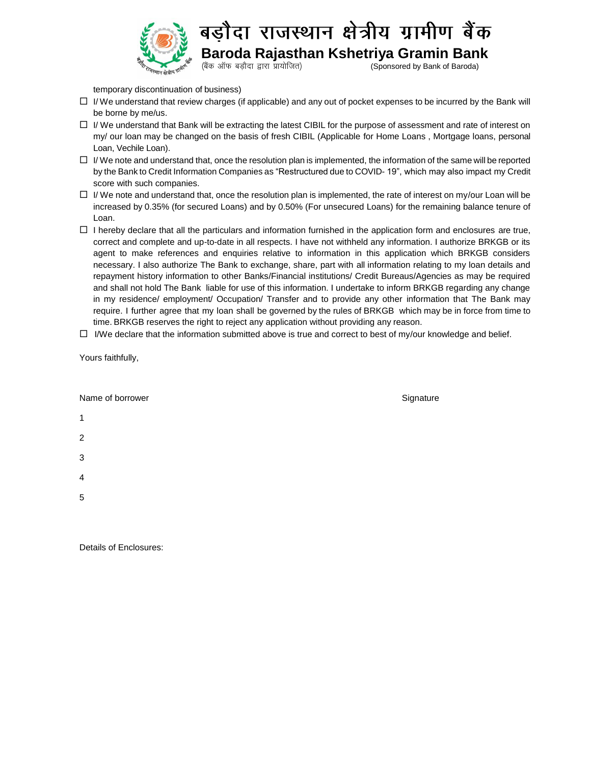temporary discontinuation of business)

- ☐ I/ We understand that review charges (if applicable) and any out of pocket expenses to be incurred by the Bank will be borne by me/us.
- ☐ I/ We understand that Bank will be extracting the latest CIBIL for the purpose of assessment and rate of interest on my/ our loan may be changed on the basis of fresh CIBIL (Applicable for Home Loans , Mortgage loans, personal Loan, Vechile Loan).
- ☐ I/ We note and understand that, once the resolution plan is implemented, the information of the same will be reported by the Bank to Credit Information Companies as "Restructured due to COVID- 19", which may also impact my Credit score with such companies.
- ☐ I/ We note and understand that, once the resolution plan is implemented, the rate of interest on my/our Loan will be increased by 0.35% (for secured Loans) and by 0.50% (For unsecured Loans) for the remaining balance tenure of Loan.
- ☐ I hereby declare that all the particulars and information furnished in the application form and enclosures are true, correct and complete and up-to-date in all respects. I have not withheld any information. I authorize BRKGB or its agent to make references and enquiries relative to information in this application which BRKGB considers necessary. I also authorize The Bank to exchange, share, part with all information relating to my loan details and repayment history information to other Banks/Financial institutions/ Credit Bureaus/Agencies as may be required and shall not hold The Bank liable for use of this information. I undertake to inform BRKGB regarding any change in my residence/ employment/ Occupation/ Transfer and to provide any other information that The Bank may require. I further agree that my loan shall be governed by the rules of BRKGB which may be in force from time to time. BRKGB reserves the right to reject any application without providing any reason.
- ☐ I/We declare that the information submitted above is true and correct to best of my/our knowledge and belief.

Yours faithfully,

| Name of borrower | Signature |
|---|---|
| 1 | |
| 2 | |
| 3 | |
| 4 | |
| 5 | |

Details of Enclosures: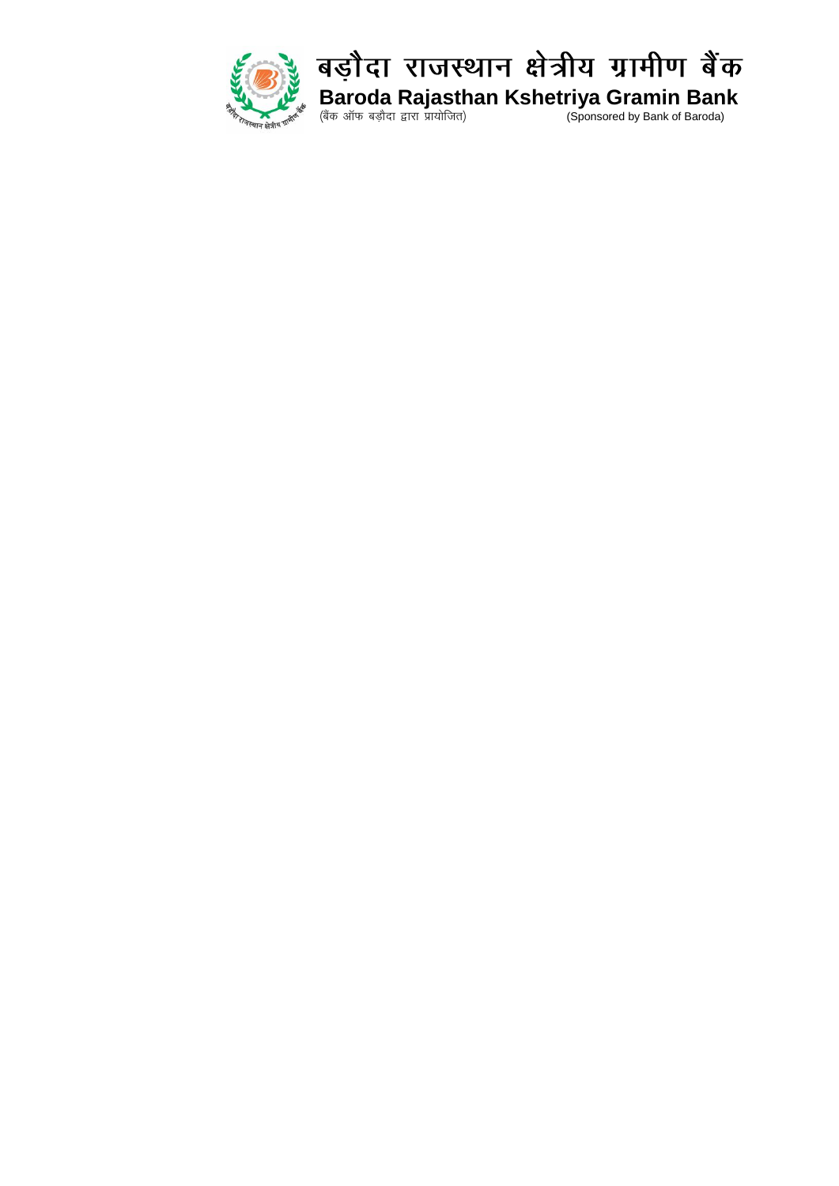# बड़ौदा राजस्थान क्षेत्रीय ग्रामीण बैंक

**Baroda Rajasthan Kshetriya Gramin Bank**

(बैंक ऑफ बड़ौदा द्वारा प्रायोजित) (Sponsored by Bank of Baroda)